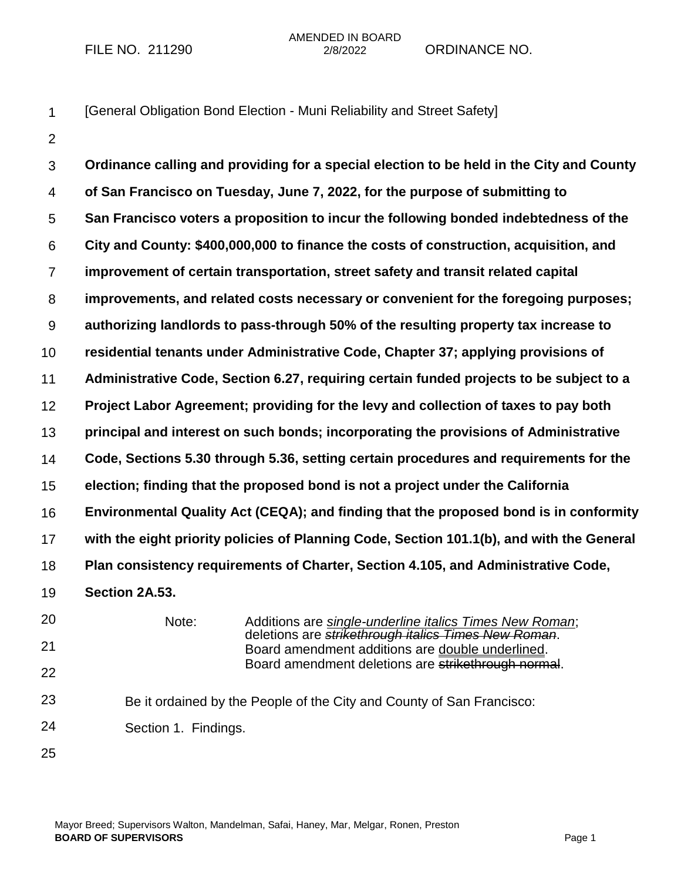FILE NO. 211290 | AMENDED IN BOARD 2/8/2022 | ORDINANCE NO.

[General Obligation Bond Election - Muni Reliability and Street Safety]

**Ordinance calling and providing for a special election to be held in the City and County of San Francisco on Tuesday, June 7, 2022, for the purpose of submitting to San Francisco voters a proposition to incur the following bonded indebtedness of the City and County: $400,000,000 to finance the costs of construction, acquisition, and improvement of certain transportation, street safety and transit related capital improvements, and related costs necessary or convenient for the foregoing purposes; authorizing landlords to pass-through 50% of the resulting property tax increase to residential tenants under Administrative Code, Chapter 37; applying provisions of Administrative Code, Section 6.27, requiring certain funded projects to be subject to a Project Labor Agreement; providing for the levy and collection of taxes to pay both principal and interest on such bonds; incorporating the provisions of Administrative Code, Sections 5.30 through 5.36, setting certain procedures and requirements for the election; finding that the proposed bond is not a project under the California Environmental Quality Act (CEQA); and finding that the proposed bond is in conformity with the eight priority policies of Planning Code, Section 101.1(b), and with the General Plan consistency requirements of Charter, Section 4.105, and Administrative Code, Section 2A.53.**

Note: Additions are *single-underline italics Times New Roman*; deletions are *~~strikethrough italics Times New Roman~~*. Board amendment additions are double underlined. Board amendment deletions are ~~strikethrough normal~~.

Be it ordained by the People of the City and County of San Francisco:

Section 1. Findings.

Mayor Breed; Supervisors Walton, Mandelman, Safai, Haney, Mar, Melgar, Ronen, Preston
**BOARD OF SUPERVISORS**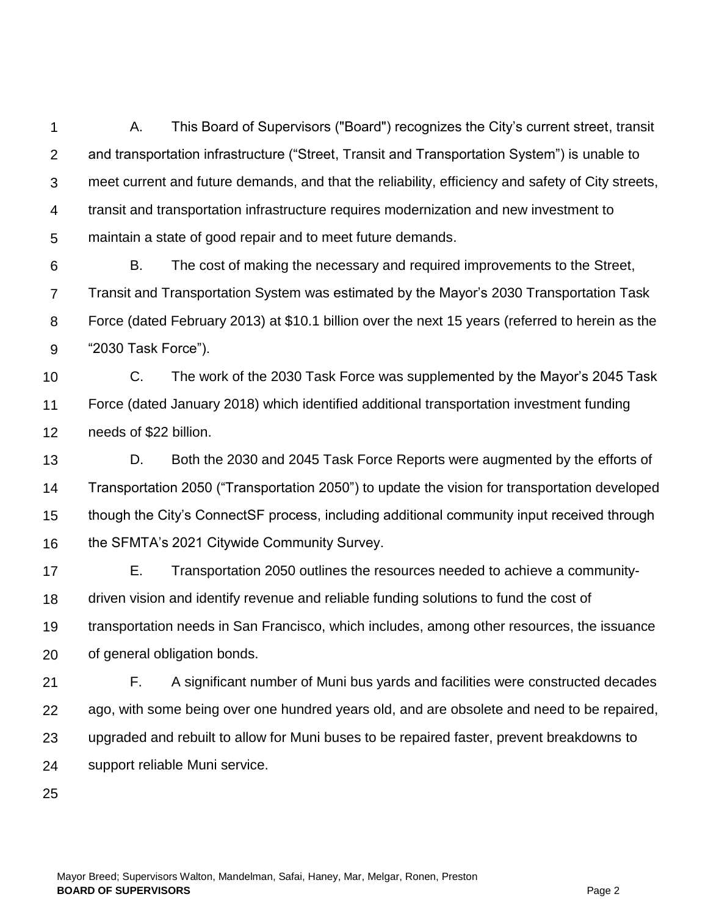A. This Board of Supervisors ("Board") recognizes the City's current street, transit and transportation infrastructure ("Street, Transit and Transportation System") is unable to meet current and future demands, and that the reliability, efficiency and safety of City streets, transit and transportation infrastructure requires modernization and new investment to maintain a state of good repair and to meet future demands.

B. The cost of making the necessary and required improvements to the Street, Transit and Transportation System was estimated by the Mayor's 2030 Transportation Task Force (dated February 2013) at $10.1 billion over the next 15 years (referred to herein as the "2030 Task Force").

C. The work of the 2030 Task Force was supplemented by the Mayor's 2045 Task Force (dated January 2018) which identified additional transportation investment funding needs of $22 billion.

D. Both the 2030 and 2045 Task Force Reports were augmented by the efforts of Transportation 2050 ("Transportation 2050") to update the vision for transportation developed though the City's ConnectSF process, including additional community input received through the SFMTA's 2021 Citywide Community Survey.

E. Transportation 2050 outlines the resources needed to achieve a community-driven vision and identify revenue and reliable funding solutions to fund the cost of transportation needs in San Francisco, which includes, among other resources, the issuance of general obligation bonds.

F. A significant number of Muni bus yards and facilities were constructed decades ago, with some being over one hundred years old, and are obsolete and need to be repaired, upgraded and rebuilt to allow for Muni buses to be repaired faster, prevent breakdowns to support reliable Muni service.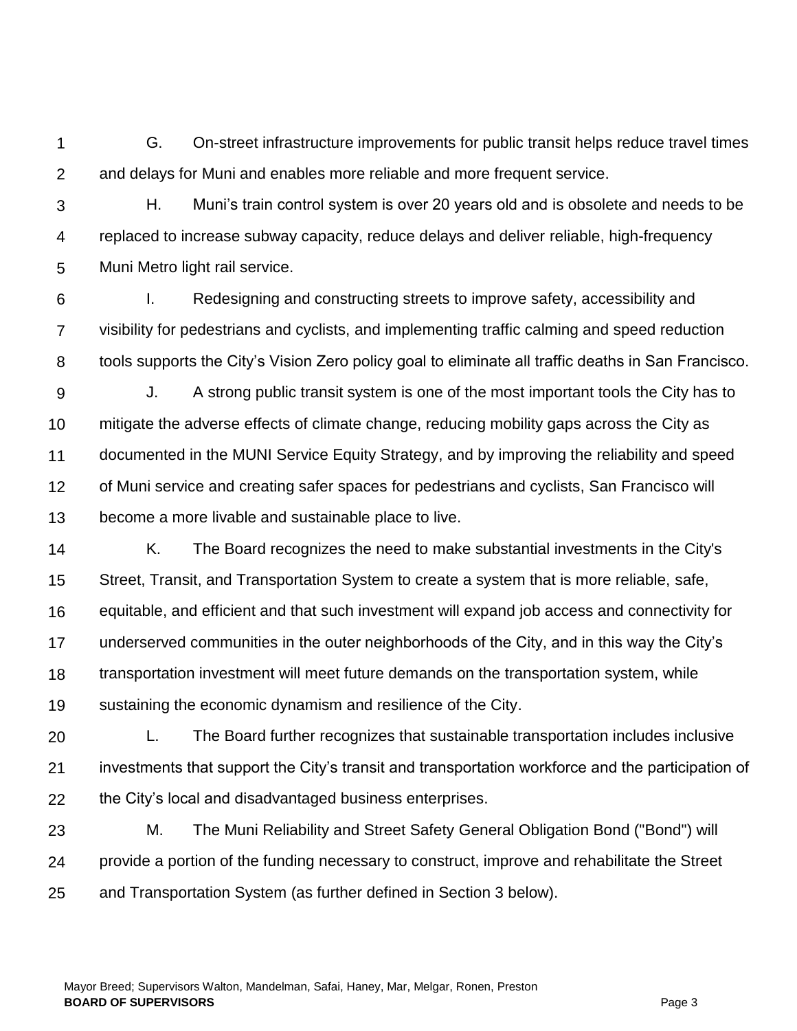G. On-street infrastructure improvements for public transit helps reduce travel times and delays for Muni and enables more reliable and more frequent service.

H. Muni's train control system is over 20 years old and is obsolete and needs to be replaced to increase subway capacity, reduce delays and deliver reliable, high-frequency Muni Metro light rail service.

I. Redesigning and constructing streets to improve safety, accessibility and visibility for pedestrians and cyclists, and implementing traffic calming and speed reduction tools supports the City's Vision Zero policy goal to eliminate all traffic deaths in San Francisco.

J. A strong public transit system is one of the most important tools the City has to mitigate the adverse effects of climate change, reducing mobility gaps across the City as documented in the MUNI Service Equity Strategy, and by improving the reliability and speed of Muni service and creating safer spaces for pedestrians and cyclists, San Francisco will become a more livable and sustainable place to live.

K. The Board recognizes the need to make substantial investments in the City's Street, Transit, and Transportation System to create a system that is more reliable, safe, equitable, and efficient and that such investment will expand job access and connectivity for underserved communities in the outer neighborhoods of the City, and in this way the City's transportation investment will meet future demands on the transportation system, while sustaining the economic dynamism and resilience of the City.

L. The Board further recognizes that sustainable transportation includes inclusive investments that support the City's transit and transportation workforce and the participation of the City's local and disadvantaged business enterprises.

M. The Muni Reliability and Street Safety General Obligation Bond ("Bond") will provide a portion of the funding necessary to construct, improve and rehabilitate the Street and Transportation System (as further defined in Section 3 below).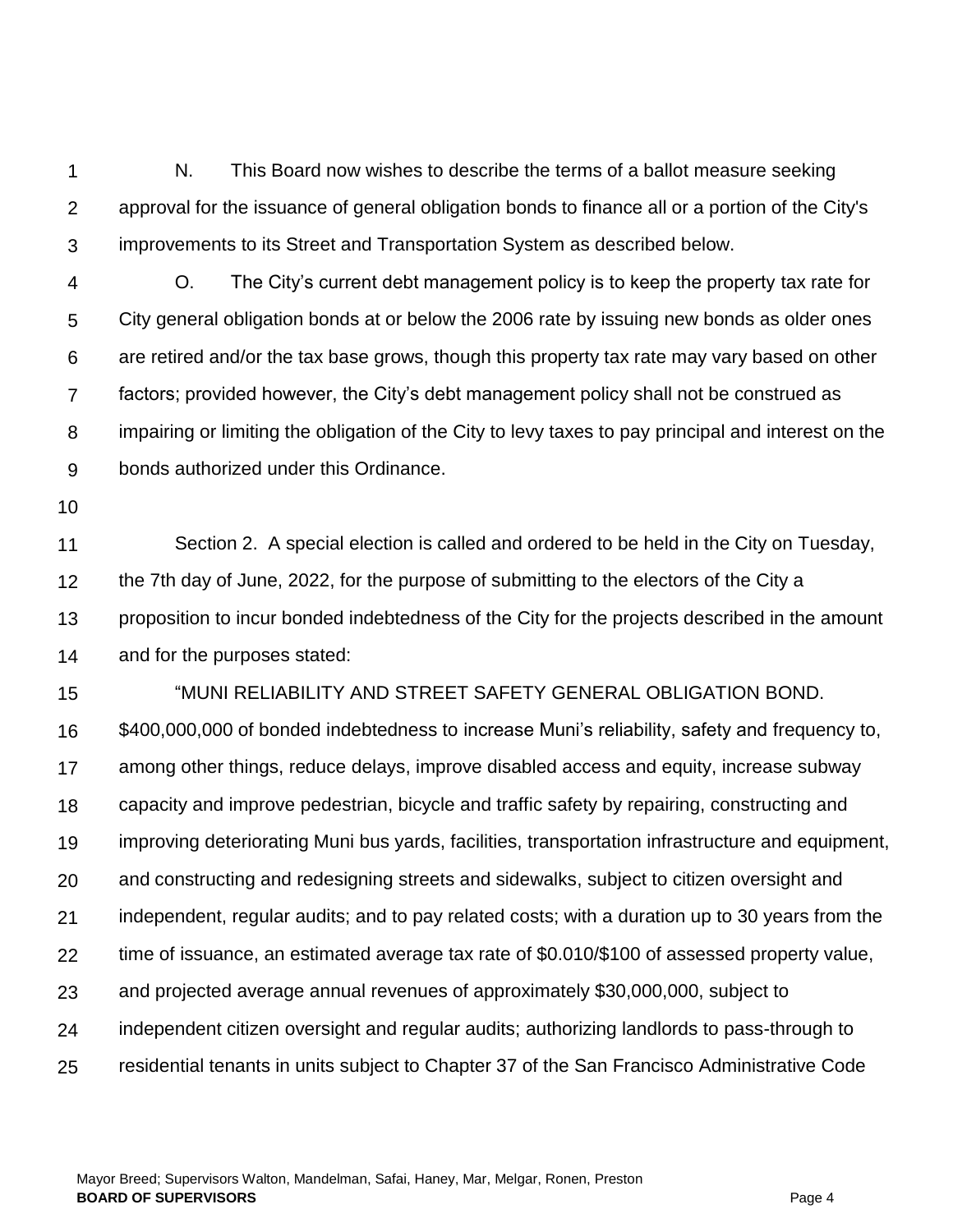N. This Board now wishes to describe the terms of a ballot measure seeking approval for the issuance of general obligation bonds to finance all or a portion of the City's improvements to its Street and Transportation System as described below.

O. The City's current debt management policy is to keep the property tax rate for City general obligation bonds at or below the 2006 rate by issuing new bonds as older ones are retired and/or the tax base grows, though this property tax rate may vary based on other factors; provided however, the City's debt management policy shall not be construed as impairing or limiting the obligation of the City to levy taxes to pay principal and interest on the bonds authorized under this Ordinance.

Section 2. A special election is called and ordered to be held in the City on Tuesday, the 7th day of June, 2022, for the purpose of submitting to the electors of the City a proposition to incur bonded indebtedness of the City for the projects described in the amount and for the purposes stated:

"MUNI RELIABILITY AND STREET SAFETY GENERAL OBLIGATION BOND. $400,000,000 of bonded indebtedness to increase Muni's reliability, safety and frequency to, among other things, reduce delays, improve disabled access and equity, increase subway capacity and improve pedestrian, bicycle and traffic safety by repairing, constructing and improving deteriorating Muni bus yards, facilities, transportation infrastructure and equipment, and constructing and redesigning streets and sidewalks, subject to citizen oversight and independent, regular audits; and to pay related costs; with a duration up to 30 years from the time of issuance, an estimated average tax rate of $0.010/$100 of assessed property value, and projected average annual revenues of approximately $30,000,000, subject to independent citizen oversight and regular audits; authorizing landlords to pass-through to residential tenants in units subject to Chapter 37 of the San Francisco Administrative Code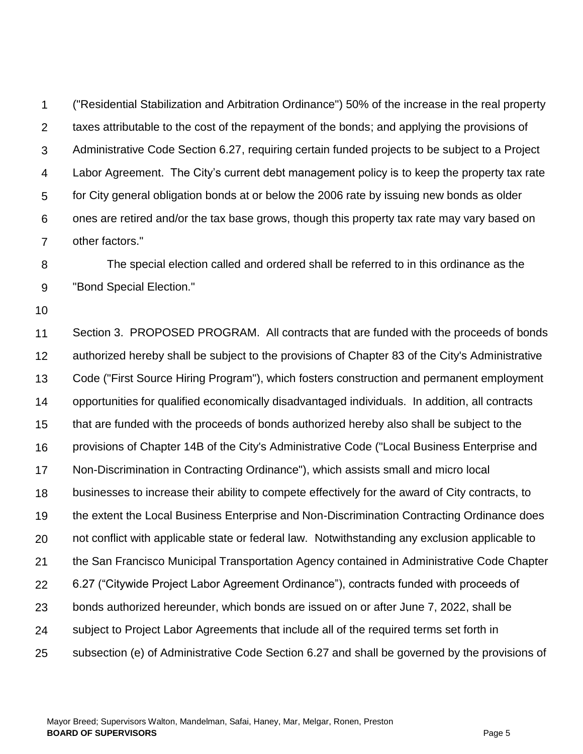("Residential Stabilization and Arbitration Ordinance") 50% of the increase in the real property taxes attributable to the cost of the repayment of the bonds; and applying the provisions of Administrative Code Section 6.27, requiring certain funded projects to be subject to a Project Labor Agreement. The City's current debt management policy is to keep the property tax rate for City general obligation bonds at or below the 2006 rate by issuing new bonds as older ones are retired and/or the tax base grows, though this property tax rate may vary based on other factors."

The special election called and ordered shall be referred to in this ordinance as the "Bond Special Election."

Section 3. PROPOSED PROGRAM. All contracts that are funded with the proceeds of bonds authorized hereby shall be subject to the provisions of Chapter 83 of the City's Administrative Code ("First Source Hiring Program"), which fosters construction and permanent employment opportunities for qualified economically disadvantaged individuals. In addition, all contracts that are funded with the proceeds of bonds authorized hereby also shall be subject to the provisions of Chapter 14B of the City's Administrative Code ("Local Business Enterprise and Non-Discrimination in Contracting Ordinance"), which assists small and micro local businesses to increase their ability to compete effectively for the award of City contracts, to the extent the Local Business Enterprise and Non-Discrimination Contracting Ordinance does not conflict with applicable state or federal law. Notwithstanding any exclusion applicable to the San Francisco Municipal Transportation Agency contained in Administrative Code Chapter 6.27 ("Citywide Project Labor Agreement Ordinance"), contracts funded with proceeds of bonds authorized hereunder, which bonds are issued on or after June 7, 2022, shall be subject to Project Labor Agreements that include all of the required terms set forth in subsection (e) of Administrative Code Section 6.27 and shall be governed by the provisions of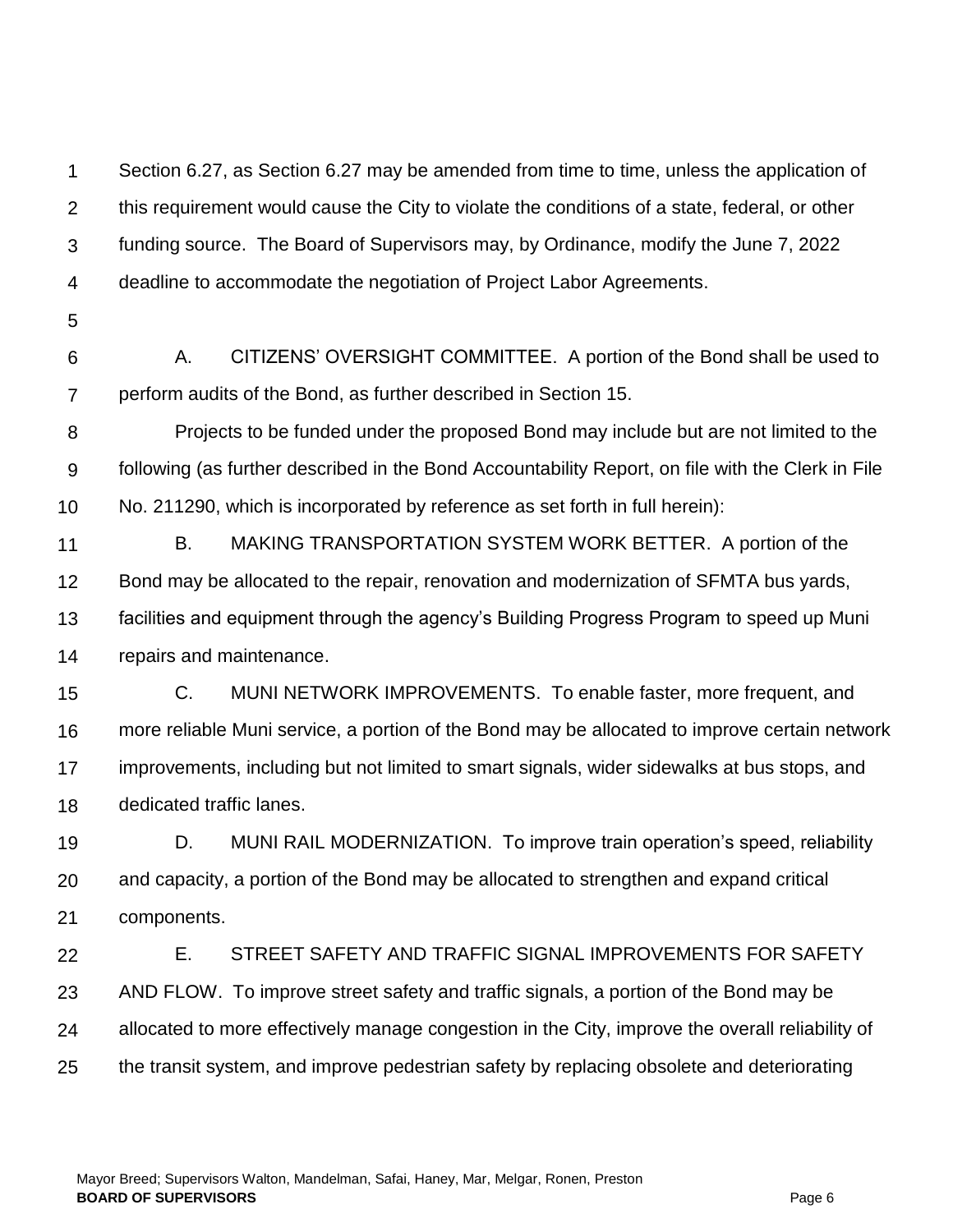Section 6.27, as Section 6.27 may be amended from time to time, unless the application of this requirement would cause the City to violate the conditions of a state, federal, or other funding source. The Board of Supervisors may, by Ordinance, modify the June 7, 2022 deadline to accommodate the negotiation of Project Labor Agreements.

A. CITIZENS' OVERSIGHT COMMITTEE. A portion of the Bond shall be used to perform audits of the Bond, as further described in Section 15.

Projects to be funded under the proposed Bond may include but are not limited to the following (as further described in the Bond Accountability Report, on file with the Clerk in File No. 211290, which is incorporated by reference as set forth in full herein):

B. MAKING TRANSPORTATION SYSTEM WORK BETTER. A portion of the Bond may be allocated to the repair, renovation and modernization of SFMTA bus yards, facilities and equipment through the agency's Building Progress Program to speed up Muni repairs and maintenance.

C. MUNI NETWORK IMPROVEMENTS. To enable faster, more frequent, and more reliable Muni service, a portion of the Bond may be allocated to improve certain network improvements, including but not limited to smart signals, wider sidewalks at bus stops, and dedicated traffic lanes.

D. MUNI RAIL MODERNIZATION. To improve train operation's speed, reliability and capacity, a portion of the Bond may be allocated to strengthen and expand critical components.

E. STREET SAFETY AND TRAFFIC SIGNAL IMPROVEMENTS FOR SAFETY AND FLOW. To improve street safety and traffic signals, a portion of the Bond may be allocated to more effectively manage congestion in the City, improve the overall reliability of the transit system, and improve pedestrian safety by replacing obsolete and deteriorating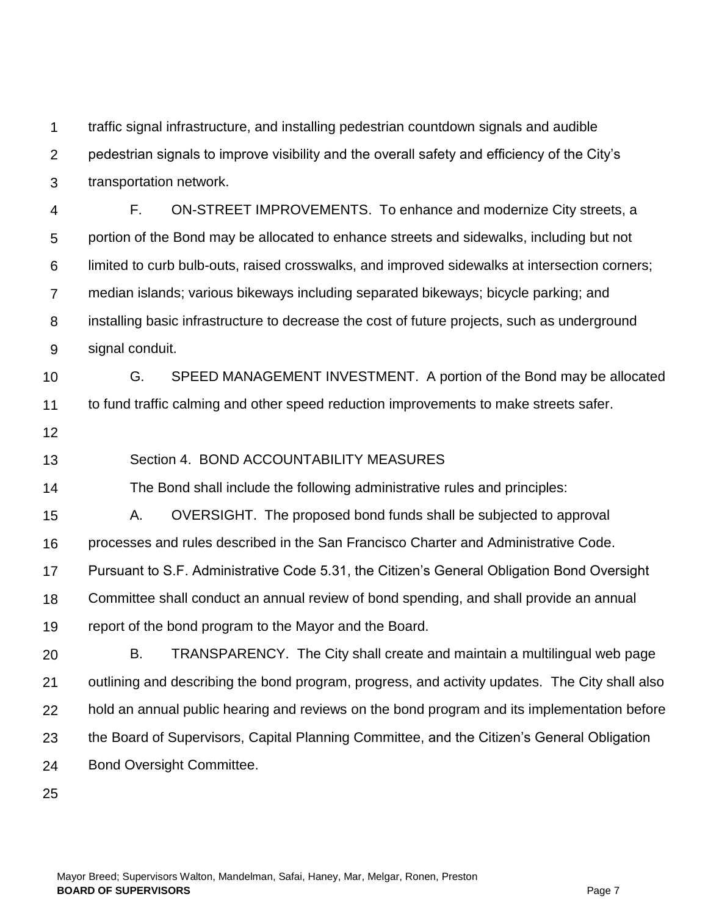traffic signal infrastructure, and installing pedestrian countdown signals and audible pedestrian signals to improve visibility and the overall safety and efficiency of the City's transportation network.

F. ON-STREET IMPROVEMENTS. To enhance and modernize City streets, a portion of the Bond may be allocated to enhance streets and sidewalks, including but not limited to curb bulb-outs, raised crosswalks, and improved sidewalks at intersection corners; median islands; various bikeways including separated bikeways; bicycle parking; and installing basic infrastructure to decrease the cost of future projects, such as underground signal conduit.

G. SPEED MANAGEMENT INVESTMENT. A portion of the Bond may be allocated to fund traffic calming and other speed reduction improvements to make streets safer.

Section 4. BOND ACCOUNTABILITY MEASURES

The Bond shall include the following administrative rules and principles:

A. OVERSIGHT. The proposed bond funds shall be subjected to approval processes and rules described in the San Francisco Charter and Administrative Code. Pursuant to S.F. Administrative Code 5.31, the Citizen's General Obligation Bond Oversight Committee shall conduct an annual review of bond spending, and shall provide an annual report of the bond program to the Mayor and the Board.

B. TRANSPARENCY. The City shall create and maintain a multilingual web page outlining and describing the bond program, progress, and activity updates. The City shall also hold an annual public hearing and reviews on the bond program and its implementation before the Board of Supervisors, Capital Planning Committee, and the Citizen's General Obligation Bond Oversight Committee.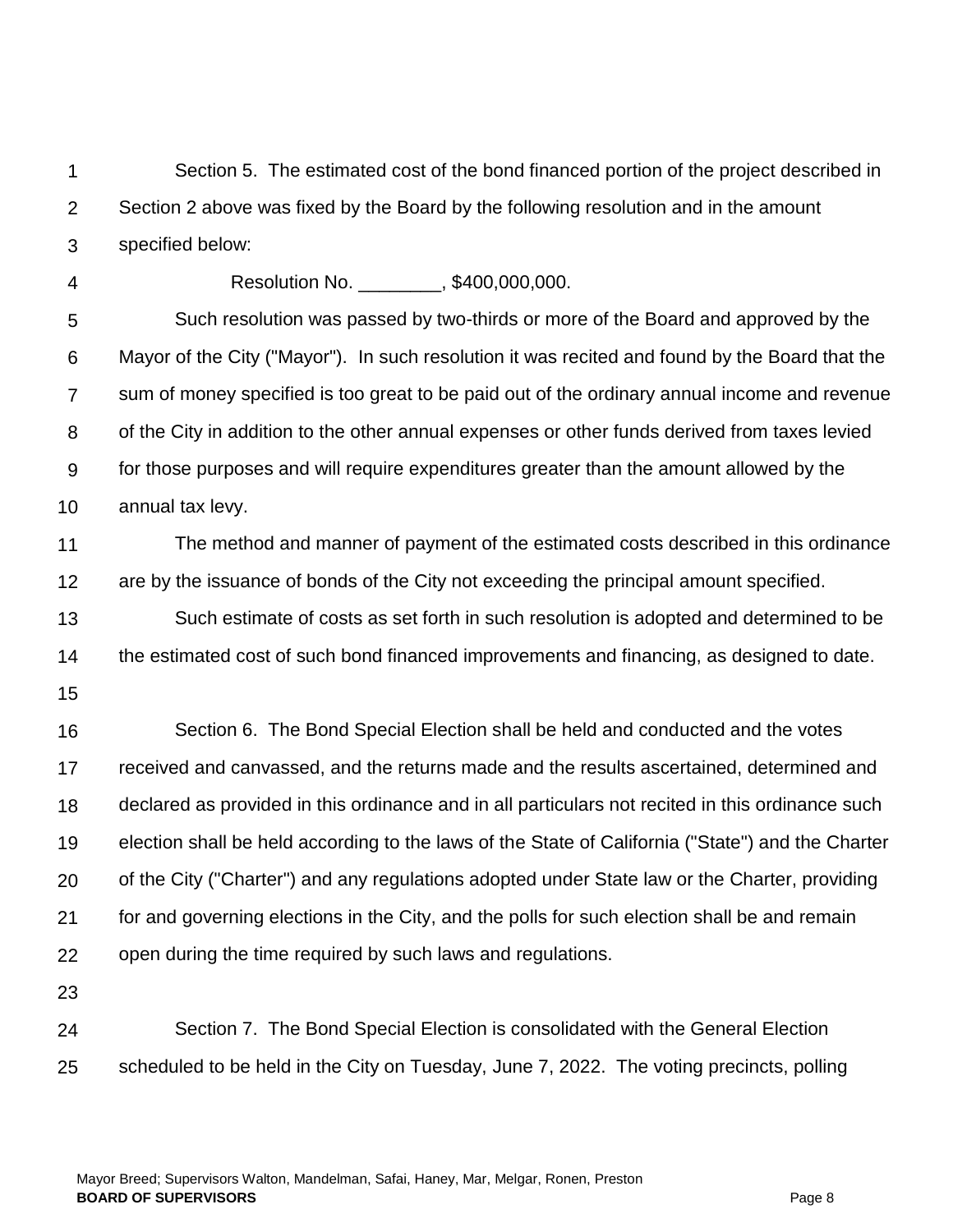Section 5. The estimated cost of the bond financed portion of the project described in Section 2 above was fixed by the Board by the following resolution and in the amount specified below:

Resolution No. ________, $400,000,000.

Such resolution was passed by two-thirds or more of the Board and approved by the Mayor of the City ("Mayor"). In such resolution it was recited and found by the Board that the sum of money specified is too great to be paid out of the ordinary annual income and revenue of the City in addition to the other annual expenses or other funds derived from taxes levied for those purposes and will require expenditures greater than the amount allowed by the annual tax levy.

The method and manner of payment of the estimated costs described in this ordinance are by the issuance of bonds of the City not exceeding the principal amount specified.

Such estimate of costs as set forth in such resolution is adopted and determined to be the estimated cost of such bond financed improvements and financing, as designed to date.

Section 6. The Bond Special Election shall be held and conducted and the votes received and canvassed, and the returns made and the results ascertained, determined and declared as provided in this ordinance and in all particulars not recited in this ordinance such election shall be held according to the laws of the State of California ("State") and the Charter of the City ("Charter") and any regulations adopted under State law or the Charter, providing for and governing elections in the City, and the polls for such election shall be and remain open during the time required by such laws and regulations.

Section 7. The Bond Special Election is consolidated with the General Election scheduled to be held in the City on Tuesday, June 7, 2022. The voting precincts, polling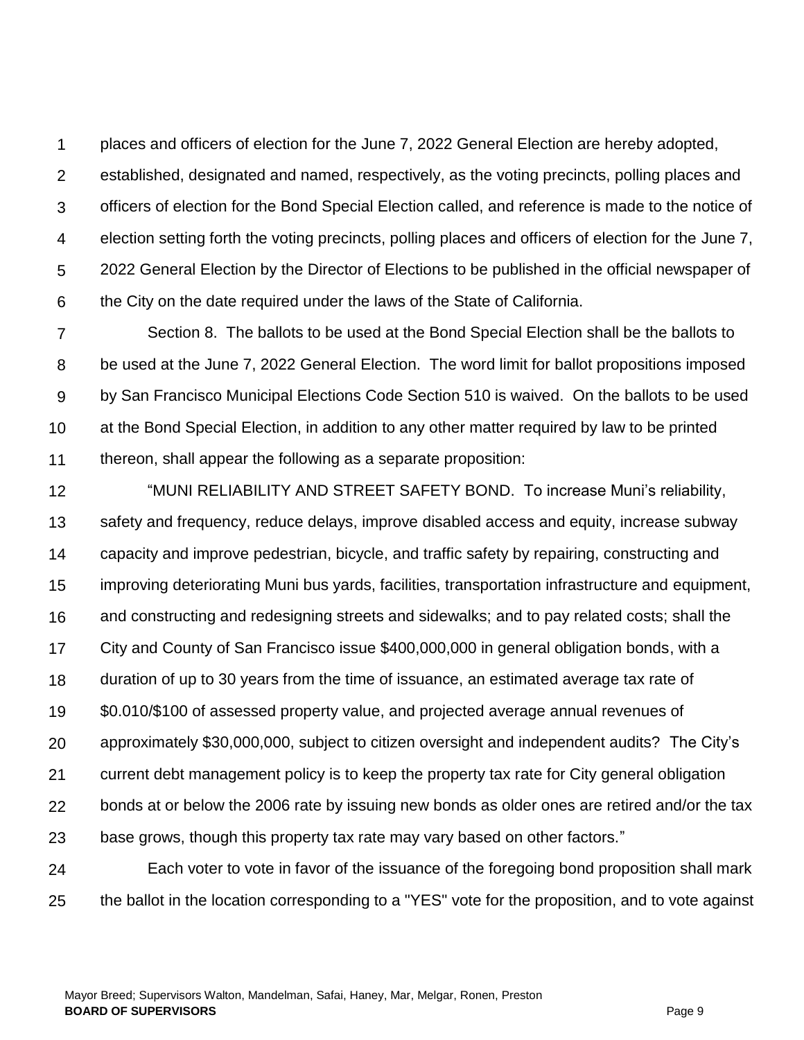places and officers of election for the June 7, 2022 General Election are hereby adopted, established, designated and named, respectively, as the voting precincts, polling places and officers of election for the Bond Special Election called, and reference is made to the notice of election setting forth the voting precincts, polling places and officers of election for the June 7, 2022 General Election by the Director of Elections to be published in the official newspaper of the City on the date required under the laws of the State of California.

Section 8. The ballots to be used at the Bond Special Election shall be the ballots to be used at the June 7, 2022 General Election. The word limit for ballot propositions imposed by San Francisco Municipal Elections Code Section 510 is waived. On the ballots to be used at the Bond Special Election, in addition to any other matter required by law to be printed thereon, shall appear the following as a separate proposition:

"MUNI RELIABILITY AND STREET SAFETY BOND. To increase Muni's reliability, safety and frequency, reduce delays, improve disabled access and equity, increase subway capacity and improve pedestrian, bicycle, and traffic safety by repairing, constructing and improving deteriorating Muni bus yards, facilities, transportation infrastructure and equipment, and constructing and redesigning streets and sidewalks; and to pay related costs; shall the City and County of San Francisco issue $400,000,000 in general obligation bonds, with a duration of up to 30 years from the time of issuance, an estimated average tax rate of $0.010/$100 of assessed property value, and projected average annual revenues of approximately $30,000,000, subject to citizen oversight and independent audits? The City's current debt management policy is to keep the property tax rate for City general obligation bonds at or below the 2006 rate by issuing new bonds as older ones are retired and/or the tax base grows, though this property tax rate may vary based on other factors."

Each voter to vote in favor of the issuance of the foregoing bond proposition shall mark the ballot in the location corresponding to a "YES" vote for the proposition, and to vote against

Mayor Breed; Supervisors Walton, Mandelman, Safai, Haney, Mar, Melgar, Ronen, Preston
**BOARD OF SUPERVISORS**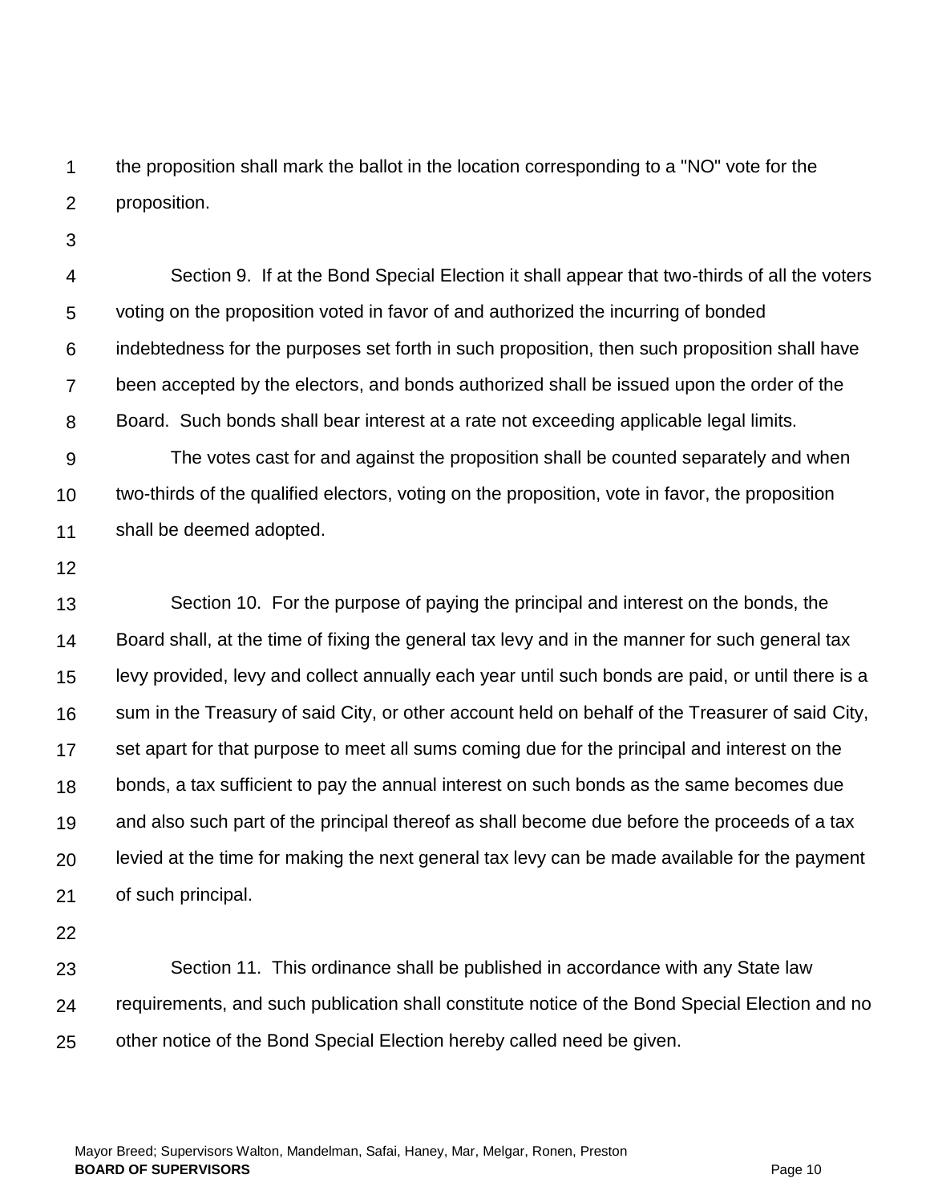the proposition shall mark the ballot in the location corresponding to a "NO" vote for the proposition.

Section 9. If at the Bond Special Election it shall appear that two-thirds of all the voters voting on the proposition voted in favor of and authorized the incurring of bonded indebtedness for the purposes set forth in such proposition, then such proposition shall have been accepted by the electors, and bonds authorized shall be issued upon the order of the Board. Such bonds shall bear interest at a rate not exceeding applicable legal limits.

The votes cast for and against the proposition shall be counted separately and when two-thirds of the qualified electors, voting on the proposition, vote in favor, the proposition shall be deemed adopted.

Section 10. For the purpose of paying the principal and interest on the bonds, the Board shall, at the time of fixing the general tax levy and in the manner for such general tax levy provided, levy and collect annually each year until such bonds are paid, or until there is a sum in the Treasury of said City, or other account held on behalf of the Treasurer of said City, set apart for that purpose to meet all sums coming due for the principal and interest on the bonds, a tax sufficient to pay the annual interest on such bonds as the same becomes due and also such part of the principal thereof as shall become due before the proceeds of a tax levied at the time for making the next general tax levy can be made available for the payment of such principal.

Section 11. This ordinance shall be published in accordance with any State law requirements, and such publication shall constitute notice of the Bond Special Election and no other notice of the Bond Special Election hereby called need be given.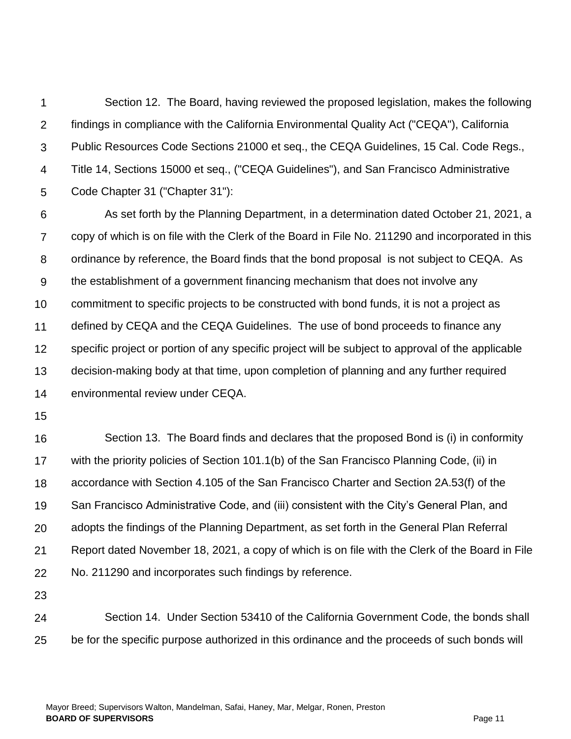Section 12. The Board, having reviewed the proposed legislation, makes the following findings in compliance with the California Environmental Quality Act ("CEQA"), California Public Resources Code Sections 21000 et seq., the CEQA Guidelines, 15 Cal. Code Regs., Title 14, Sections 15000 et seq., ("CEQA Guidelines"), and San Francisco Administrative Code Chapter 31 ("Chapter 31"):

As set forth by the Planning Department, in a determination dated October 21, 2021, a copy of which is on file with the Clerk of the Board in File No. 211290 and incorporated in this ordinance by reference, the Board finds that the bond proposal is not subject to CEQA. As the establishment of a government financing mechanism that does not involve any commitment to specific projects to be constructed with bond funds, it is not a project as defined by CEQA and the CEQA Guidelines. The use of bond proceeds to finance any specific project or portion of any specific project will be subject to approval of the applicable decision-making body at that time, upon completion of planning and any further required environmental review under CEQA.

Section 13. The Board finds and declares that the proposed Bond is (i) in conformity with the priority policies of Section 101.1(b) of the San Francisco Planning Code, (ii) in accordance with Section 4.105 of the San Francisco Charter and Section 2A.53(f) of the San Francisco Administrative Code, and (iii) consistent with the City's General Plan, and adopts the findings of the Planning Department, as set forth in the General Plan Referral Report dated November 18, 2021, a copy of which is on file with the Clerk of the Board in File No. 211290 and incorporates such findings by reference.

Section 14. Under Section 53410 of the California Government Code, the bonds shall be for the specific purpose authorized in this ordinance and the proceeds of such bonds will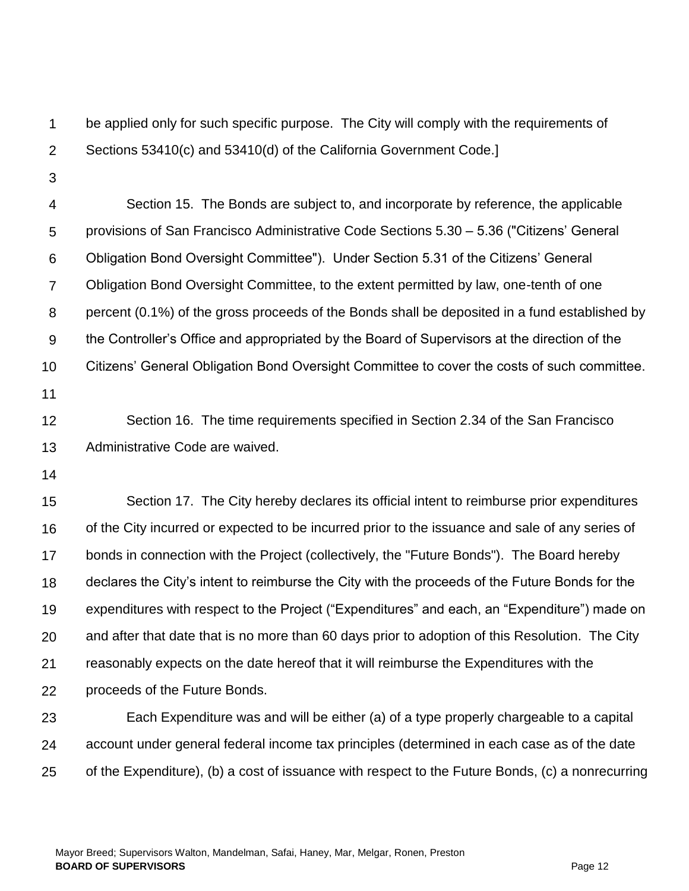be applied only for such specific purpose. The City will comply with the requirements of Sections 53410(c) and 53410(d) of the California Government Code.]

Section 15. The Bonds are subject to, and incorporate by reference, the applicable provisions of San Francisco Administrative Code Sections 5.30 – 5.36 ("Citizens' General Obligation Bond Oversight Committee"). Under Section 5.31 of the Citizens' General Obligation Bond Oversight Committee, to the extent permitted by law, one-tenth of one percent (0.1%) of the gross proceeds of the Bonds shall be deposited in a fund established by the Controller's Office and appropriated by the Board of Supervisors at the direction of the Citizens' General Obligation Bond Oversight Committee to cover the costs of such committee.

Section 16. The time requirements specified in Section 2.34 of the San Francisco Administrative Code are waived.

Section 17. The City hereby declares its official intent to reimburse prior expenditures of the City incurred or expected to be incurred prior to the issuance and sale of any series of bonds in connection with the Project (collectively, the "Future Bonds"). The Board hereby declares the City's intent to reimburse the City with the proceeds of the Future Bonds for the expenditures with respect to the Project ("Expenditures" and each, an "Expenditure") made on and after that date that is no more than 60 days prior to adoption of this Resolution. The City reasonably expects on the date hereof that it will reimburse the Expenditures with the proceeds of the Future Bonds.

Each Expenditure was and will be either (a) of a type properly chargeable to a capital account under general federal income tax principles (determined in each case as of the date of the Expenditure), (b) a cost of issuance with respect to the Future Bonds, (c) a nonrecurring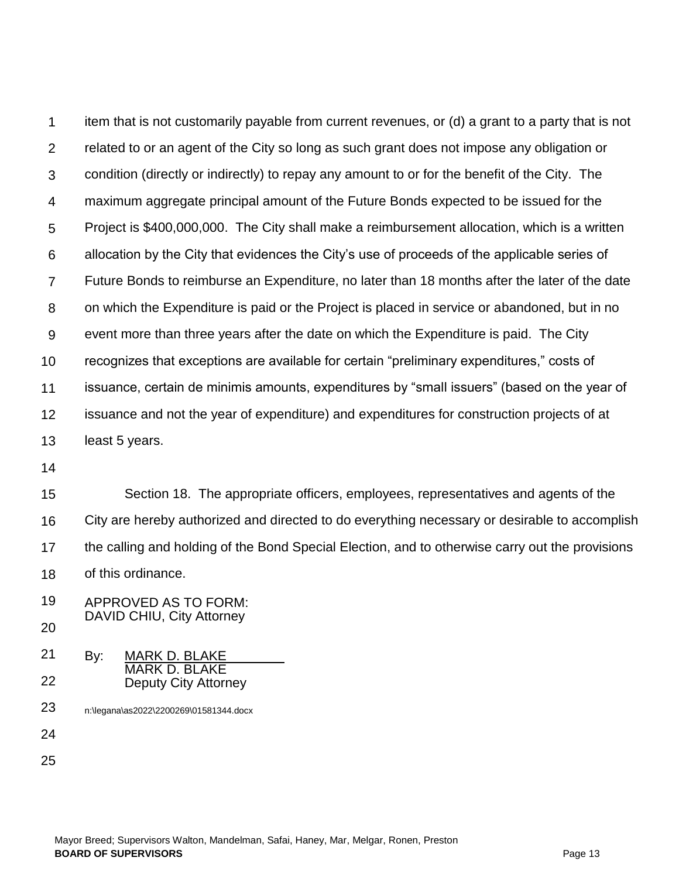item that is not customarily payable from current revenues, or (d) a grant to a party that is not related to or an agent of the City so long as such grant does not impose any obligation or condition (directly or indirectly) to repay any amount to or for the benefit of the City. The maximum aggregate principal amount of the Future Bonds expected to be issued for the Project is $400,000,000. The City shall make a reimbursement allocation, which is a written allocation by the City that evidences the City's use of proceeds of the applicable series of Future Bonds to reimburse an Expenditure, no later than 18 months after the later of the date on which the Expenditure is paid or the Project is placed in service or abandoned, but in no event more than three years after the date on which the Expenditure is paid. The City recognizes that exceptions are available for certain "preliminary expenditures," costs of issuance, certain de minimis amounts, expenditures by "small issuers" (based on the year of issuance and not the year of expenditure) and expenditures for construction projects of at least 5 years.

Section 18. The appropriate officers, employees, representatives and agents of the City are hereby authorized and directed to do everything necessary or desirable to accomplish the calling and holding of the Bond Special Election, and to otherwise carry out the provisions of this ordinance.

APPROVED AS TO FORM:
DAVID CHIU, City Attorney

By: MARK D. BLAKE
MARK D. BLAKE
Deputy City Attorney

n:\legana\as2022\2200269\01581344.docx